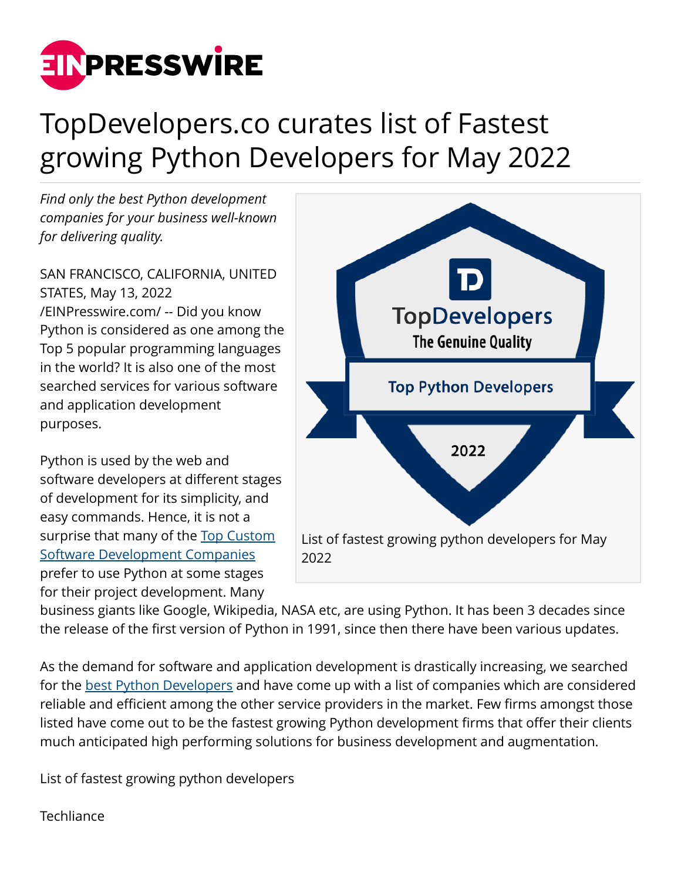# TopDevelopers.co curates list of Fastest growing Python Developers for May 2022

*Find only the best Python development companies for your business well-known for delivering quality.*

SAN FRANCISCO, CALIFORNIA, UNITED STATES, May 13, 2022 /EINPresswire.com/ -- Did you know Python is considered as one among the Top 5 popular programming languages in the world? It is also one of the most searched services for various software and application development purposes.

List of fastest growing python developers for May 2022

Python is used by the web and software developers at different stages of development for its simplicity, and easy commands. Hence, it is not a surprise that many of the [Top Custom Software Development Companies]() prefer to use Python at some stages for their project development. Many business giants like Google, Wikipedia, NASA etc, are using Python. It has been 3 decades since the release of the first version of Python in 1991, since then there have been various updates.

As the demand for software and application development is drastically increasing, we searched for the [best Python Developers]() and have come up with a list of companies which are considered reliable and efficient among the other service providers in the market. Few firms amongst those listed have come out to be the fastest growing Python development firms that offer their clients much anticipated high performing solutions for business development and augmentation.

List of fastest growing python developers

Techliance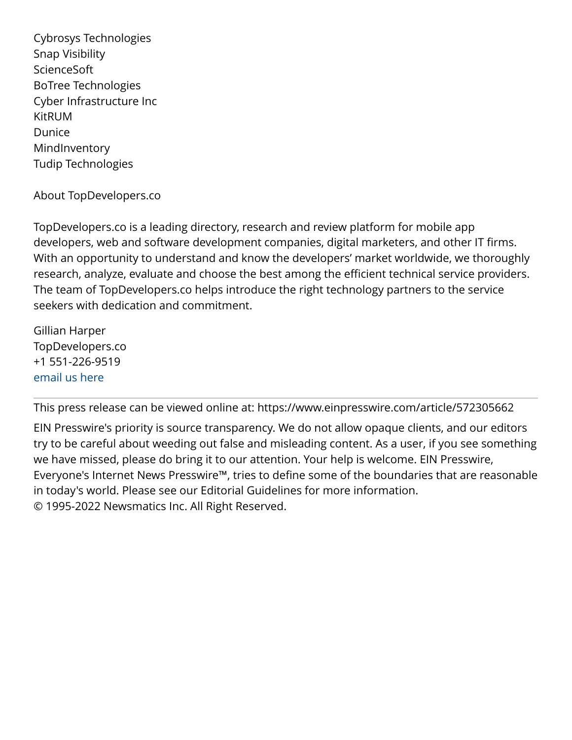Cybrosys Technologies
Snap Visibility
ScienceSoft
BoTree Technologies
Cyber Infrastructure Inc
KitRUM
Dunice
MindInventory
Tudip Technologies

About TopDevelopers.co

TopDevelopers.co is a leading directory, research and review platform for mobile app developers, web and software development companies, digital marketers, and other IT firms. With an opportunity to understand and know the developers' market worldwide, we thoroughly research, analyze, evaluate and choose the best among the efficient technical service providers. The team of TopDevelopers.co helps introduce the right technology partners to the service seekers with dedication and commitment.

Gillian Harper
TopDevelopers.co
+1 551-226-9519
email us here

---

This press release can be viewed online at: https://www.einpresswire.com/article/572305662

EIN Presswire's priority is source transparency. We do not allow opaque clients, and our editors try to be careful about weeding out false and misleading content. As a user, if you see something we have missed, please do bring it to our attention. Your help is welcome. EIN Presswire, Everyone's Internet News Presswire™, tries to define some of the boundaries that are reasonable in today's world. Please see our Editorial Guidelines for more information.
© 1995-2022 Newsmatics Inc. All Right Reserved.